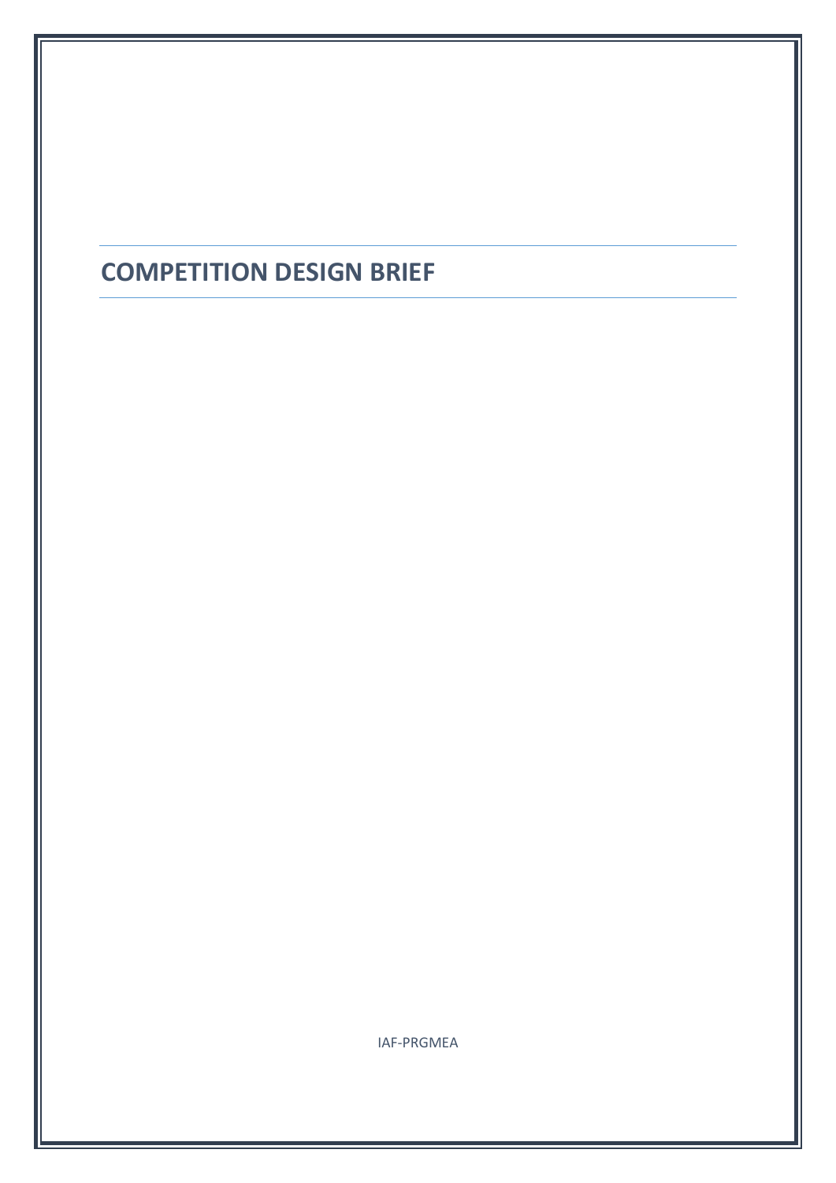# COMPETITION DESIGN BRIEF

IAF-PRGMEA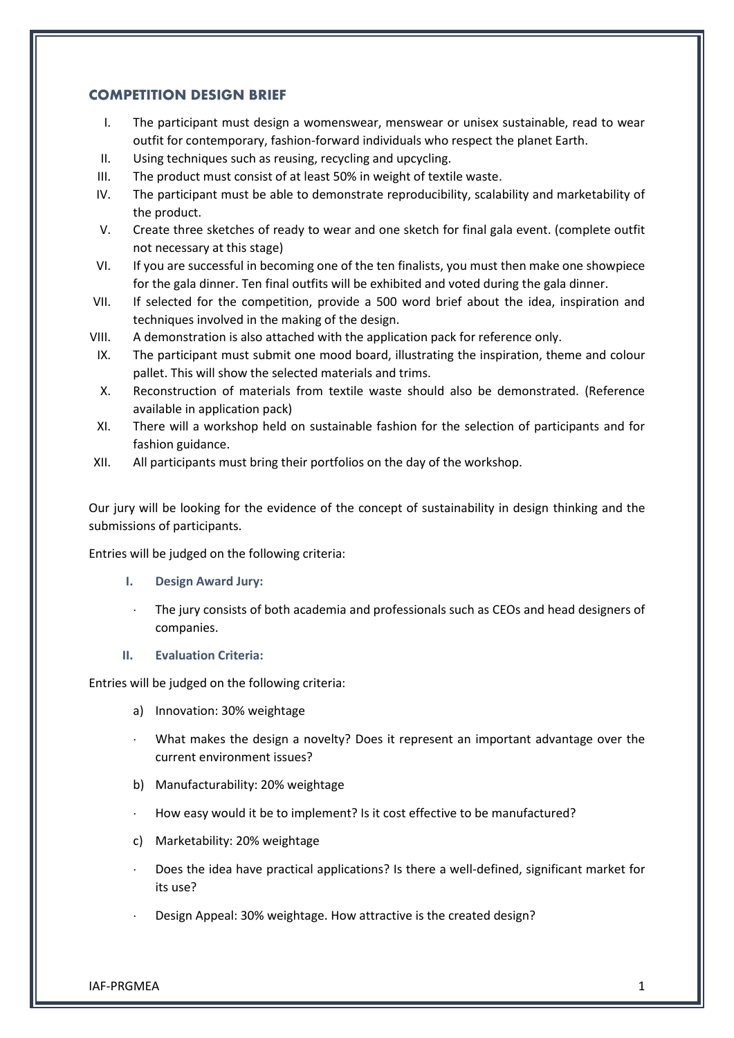## COMPETITION DESIGN BRIEF

I. The participant must design a womenswear, menswear or unisex sustainable, read to wear outfit for contemporary, fashion-forward individuals who respect the planet Earth.

II. Using techniques such as reusing, recycling and upcycling.

III. The product must consist of at least 50% in weight of textile waste.

IV. The participant must be able to demonstrate reproducibility, scalability and marketability of the product.

V. Create three sketches of ready to wear and one sketch for final gala event. (complete outfit not necessary at this stage)

VI. If you are successful in becoming one of the ten finalists, you must then make one showpiece for the gala dinner. Ten final outfits will be exhibited and voted during the gala dinner.

VII. If selected for the competition, provide a 500 word brief about the idea, inspiration and techniques involved in the making of the design.

VIII. A demonstration is also attached with the application pack for reference only.

IX. The participant must submit one mood board, illustrating the inspiration, theme and colour pallet. This will show the selected materials and trims.

X. Reconstruction of materials from textile waste should also be demonstrated. (Reference available in application pack)

XI. There will a workshop held on sustainable fashion for the selection of participants and for fashion guidance.

XII. All participants must bring their portfolios on the day of the workshop.

Our jury will be looking for the evidence of the concept of sustainability in design thinking and the submissions of participants.

Entries will be judged on the following criteria:

**I. Design Award Jury:**

- The jury consists of both academia and professionals such as CEOs and head designers of companies.

**II. Evaluation Criteria:**

Entries will be judged on the following criteria:

a) Innovation: 30% weightage

- What makes the design a novelty? Does it represent an important advantage over the current environment issues?

b) Manufacturability: 20% weightage

- How easy would it be to implement? Is it cost effective to be manufactured?

c) Marketability: 20% weightage

- Does the idea have practical applications? Is there a well-defined, significant market for its use?

- Design Appeal: 30% weightage. How attractive is the created design?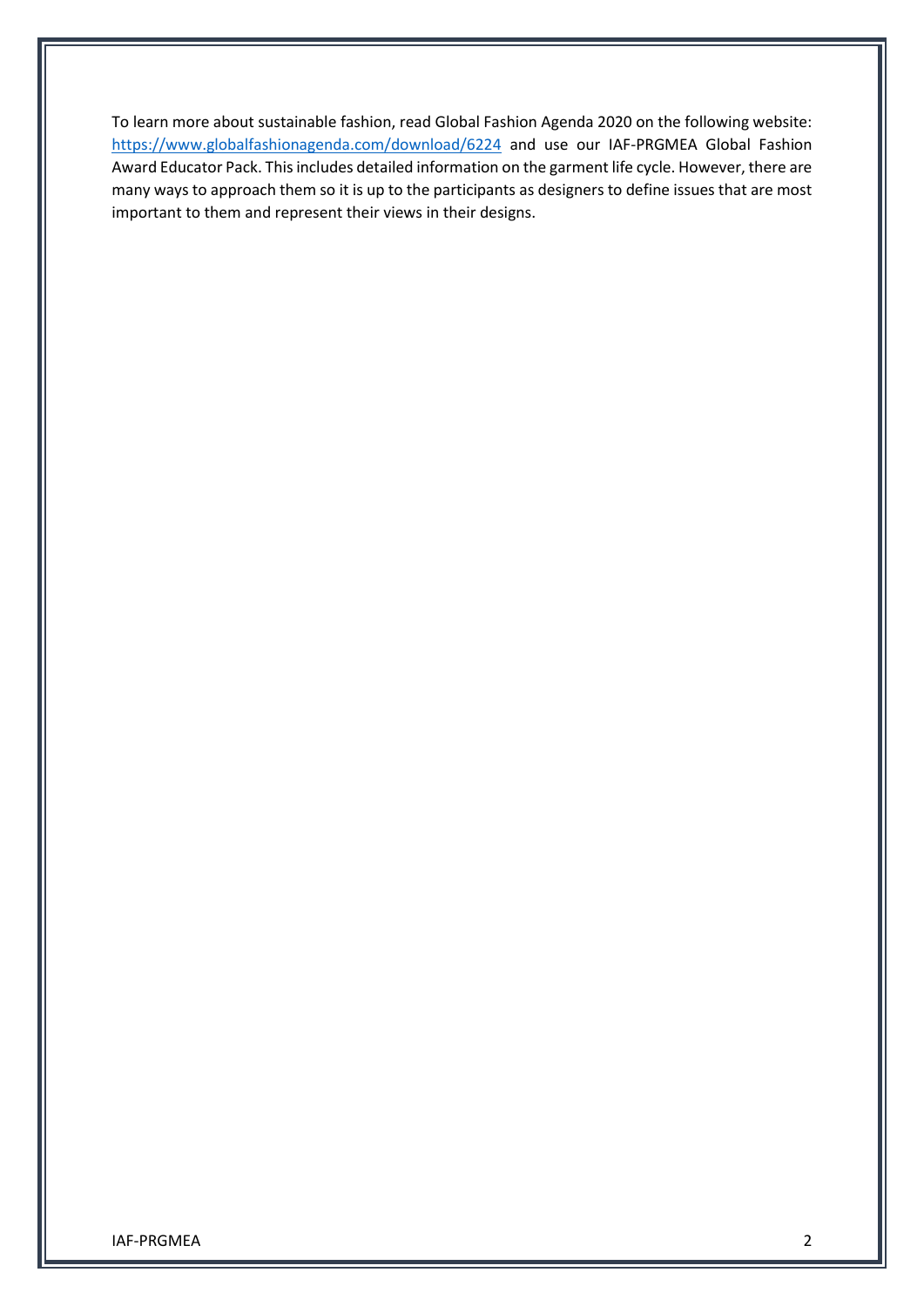To learn more about sustainable fashion, read Global Fashion Agenda 2020 on the following website: [https://www.globalfashionagenda.com/download/6224](https://www.globalfashionagenda.com/download/6224) and use our IAF-PRGMEA Global Fashion Award Educator Pack. This includes detailed information on the garment life cycle. However, there are many ways to approach them so it is up to the participants as designers to define issues that are most important to them and represent their views in their designs.